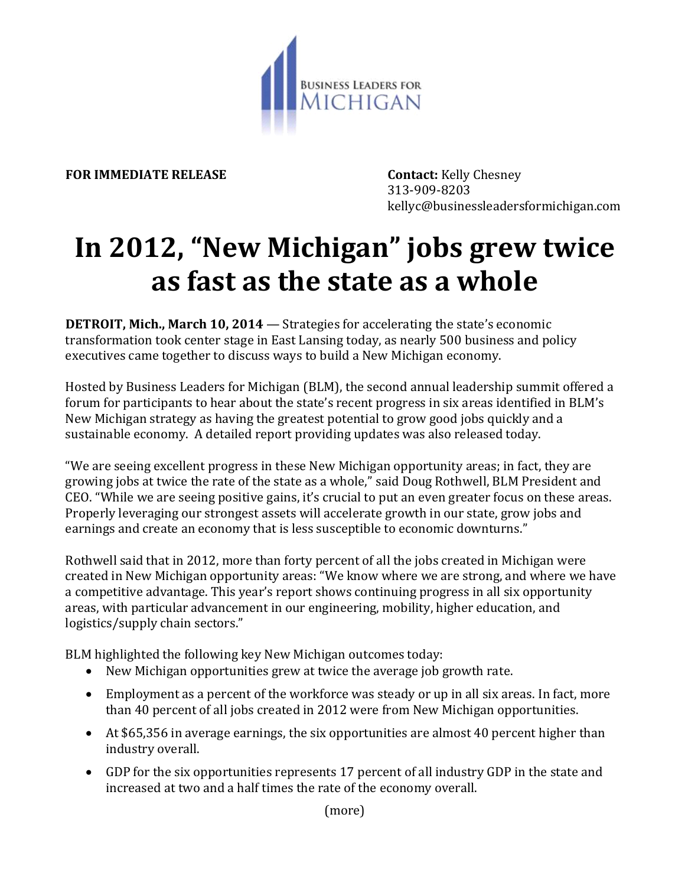BUSINESS LEADERS FOR MICHIGAN

**FOR IMMEDIATE RELEASE**

**Contact:** Kelly Chesney
313-909-8203
kellyc@businessleadersformichigan.com

# In 2012, "New Michigan" jobs grew twice as fast as the state as a whole

**DETROIT, Mich., March 10, 2014** — Strategies for accelerating the state's economic transformation took center stage in East Lansing today, as nearly 500 business and policy executives came together to discuss ways to build a New Michigan economy.

Hosted by Business Leaders for Michigan (BLM), the second annual leadership summit offered a forum for participants to hear about the state's recent progress in six areas identified in BLM's New Michigan strategy as having the greatest potential to grow good jobs quickly and a sustainable economy. A detailed report providing updates was also released today.

"We are seeing excellent progress in these New Michigan opportunity areas; in fact, they are growing jobs at twice the rate of the state as a whole," said Doug Rothwell, BLM President and CEO. "While we are seeing positive gains, it's crucial to put an even greater focus on these areas. Properly leveraging our strongest assets will accelerate growth in our state, grow jobs and earnings and create an economy that is less susceptible to economic downturns."

Rothwell said that in 2012, more than forty percent of all the jobs created in Michigan were created in New Michigan opportunity areas: "We know where we are strong, and where we have a competitive advantage. This year's report shows continuing progress in all six opportunity areas, with particular advancement in our engineering, mobility, higher education, and logistics/supply chain sectors."

BLM highlighted the following key New Michigan outcomes today:

- New Michigan opportunities grew at twice the average job growth rate.
- Employment as a percent of the workforce was steady or up in all six areas. In fact, more than 40 percent of all jobs created in 2012 were from New Michigan opportunities.
- At $65,356 in average earnings, the six opportunities are almost 40 percent higher than industry overall.
- GDP for the six opportunities represents 17 percent of all industry GDP in the state and increased at two and a half times the rate of the economy overall.

(more)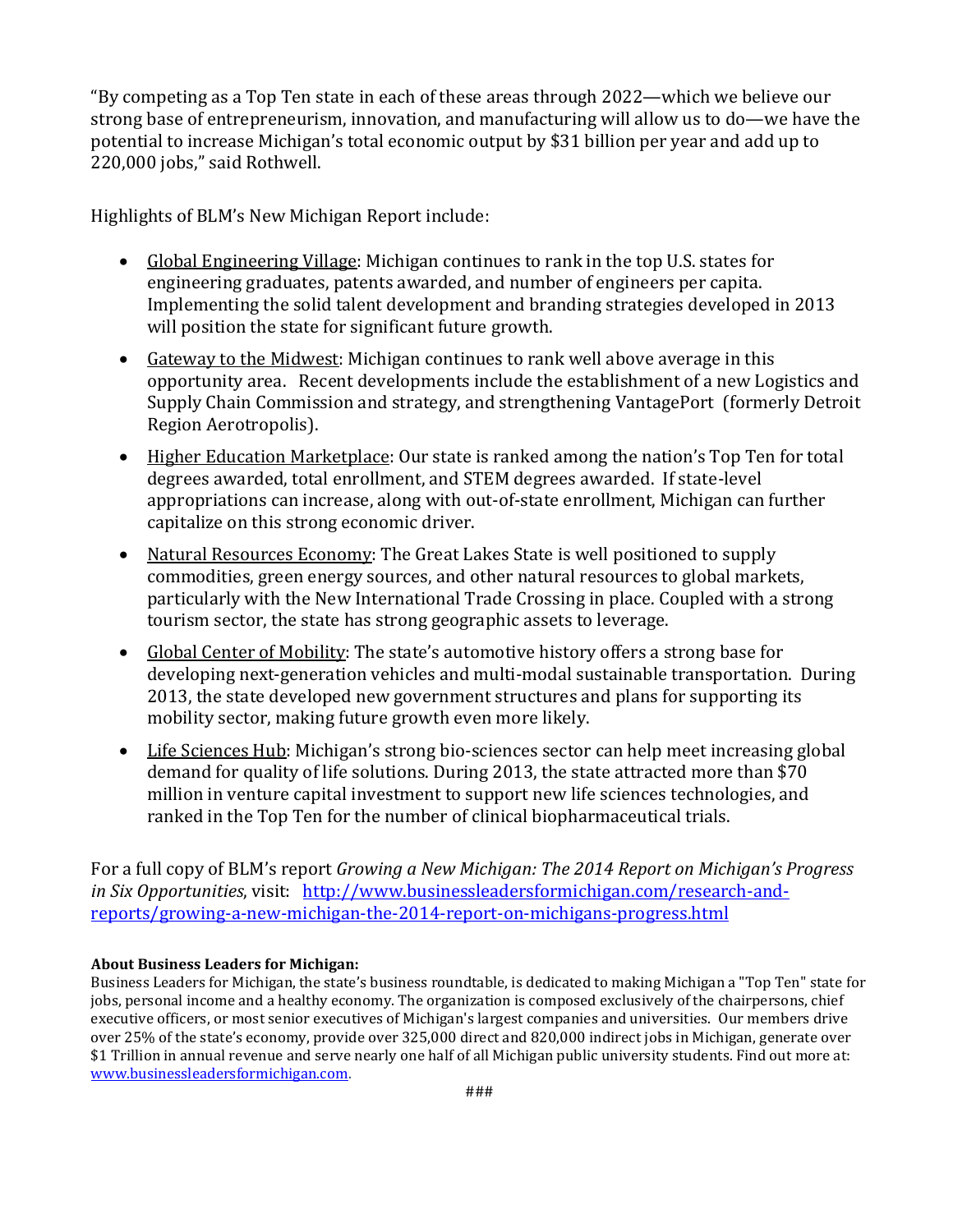"By competing as a Top Ten state in each of these areas through 2022—which we believe our strong base of entrepreneurism, innovation, and manufacturing will allow us to do—we have the potential to increase Michigan's total economic output by $31 billion per year and add up to 220,000 jobs," said Rothwell.

Highlights of BLM's New Michigan Report include:

- Global Engineering Village: Michigan continues to rank in the top U.S. states for engineering graduates, patents awarded, and number of engineers per capita. Implementing the solid talent development and branding strategies developed in 2013 will position the state for significant future growth.
- Gateway to the Midwest: Michigan continues to rank well above average in this opportunity area. Recent developments include the establishment of a new Logistics and Supply Chain Commission and strategy, and strengthening VantagePort (formerly Detroit Region Aerotropolis).
- Higher Education Marketplace: Our state is ranked among the nation's Top Ten for total degrees awarded, total enrollment, and STEM degrees awarded. If state-level appropriations can increase, along with out-of-state enrollment, Michigan can further capitalize on this strong economic driver.
- Natural Resources Economy: The Great Lakes State is well positioned to supply commodities, green energy sources, and other natural resources to global markets, particularly with the New International Trade Crossing in place. Coupled with a strong tourism sector, the state has strong geographic assets to leverage.
- Global Center of Mobility: The state's automotive history offers a strong base for developing next-generation vehicles and multi-modal sustainable transportation. During 2013, the state developed new government structures and plans for supporting its mobility sector, making future growth even more likely.
- Life Sciences Hub: Michigan's strong bio-sciences sector can help meet increasing global demand for quality of life solutions. During 2013, the state attracted more than $70 million in venture capital investment to support new life sciences technologies, and ranked in the Top Ten for the number of clinical biopharmaceutical trials.

For a full copy of BLM's report *Growing a New Michigan: The 2014 Report on Michigan's Progress in Six Opportunities*, visit: http://www.businessleadersformichigan.com/research-and-reports/growing-a-new-michigan-the-2014-report-on-michigans-progress.html

**About Business Leaders for Michigan:**
Business Leaders for Michigan, the state's business roundtable, is dedicated to making Michigan a "Top Ten" state for jobs, personal income and a healthy economy. The organization is composed exclusively of the chairpersons, chief executive officers, or most senior executives of Michigan's largest companies and universities. Our members drive over 25% of the state's economy, provide over 325,000 direct and 820,000 indirect jobs in Michigan, generate over $1 Trillion in annual revenue and serve nearly one half of all Michigan public university students. Find out more at: www.businessleadersformichigan.com.

###